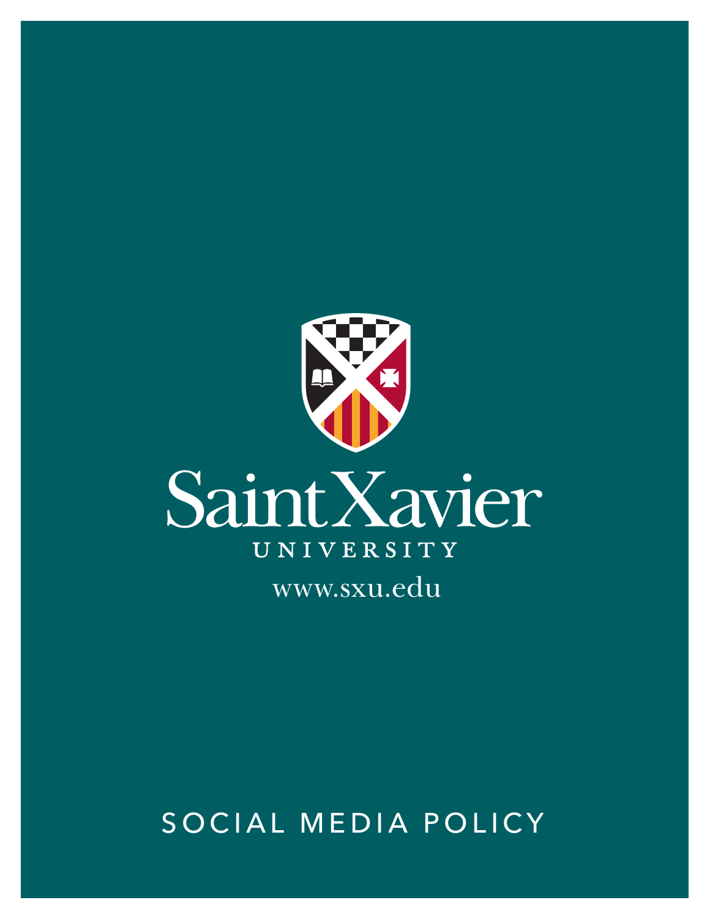Saint Xavier

UNIVERSITY

www.sxu.edu

# SOCIAL MEDIA POLICY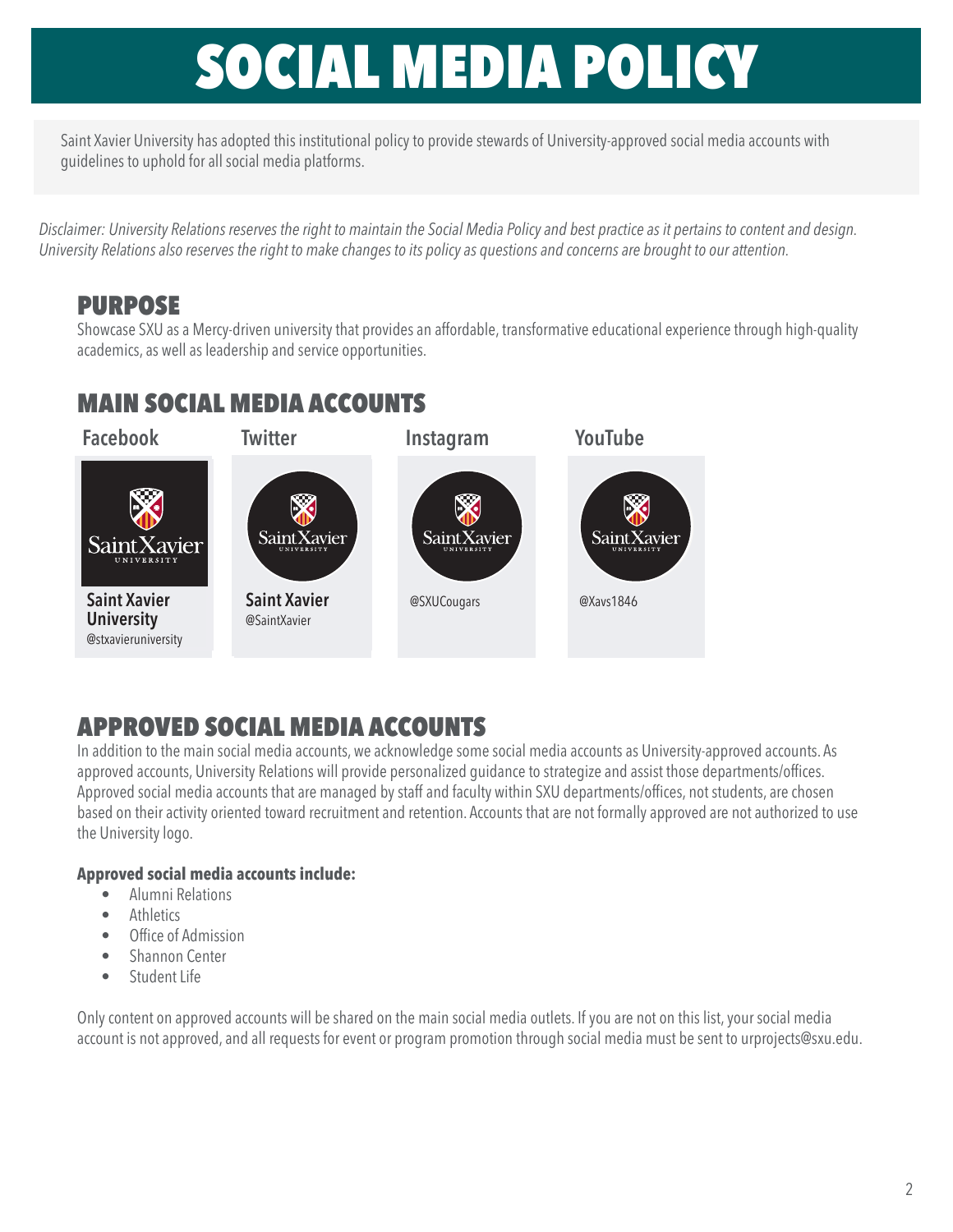# SOCIAL MEDIA POLICY

Saint Xavier University has adopted this institutional policy to provide stewards of University-approved social media accounts with guidelines to uphold for all social media platforms.

*Disclaimer: University Relations reserves the right to maintain the Social Media Policy and best practice as it pertains to content and design. University Relations also reserves the right to make changes to its policy as questions and concerns are brought to our attention.*

## PURPOSE

Showcase SXU as a Mercy-driven university that provides an affordable, transformative educational experience through high-quality academics, as well as leadership and service opportunities.

## MAIN SOCIAL MEDIA ACCOUNTS

| Facebook | Twitter | Instagram | YouTube |
| --- | --- | --- | --- |
| **Saint Xavier University** @stxavieruniversity | **Saint Xavier** @SaintXavier | @SXUCougars | @Xavs1846 |

## APPROVED SOCIAL MEDIA ACCOUNTS

In addition to the main social media accounts, we acknowledge some social media accounts as University-approved accounts. As approved accounts, University Relations will provide personalized guidance to strategize and assist those departments/offices. Approved social media accounts that are managed by staff and faculty within SXU departments/offices, not students, are chosen based on their activity oriented toward recruitment and retention. Accounts that are not formally approved are not authorized to use the University logo.

**Approved social media accounts include:**

- Alumni Relations
- Athletics
- Office of Admission
- Shannon Center
- Student Life

Only content on approved accounts will be shared on the main social media outlets. If you are not on this list, your social media account is not approved, and all requests for event or program promotion through social media must be sent to urprojects@sxu.edu.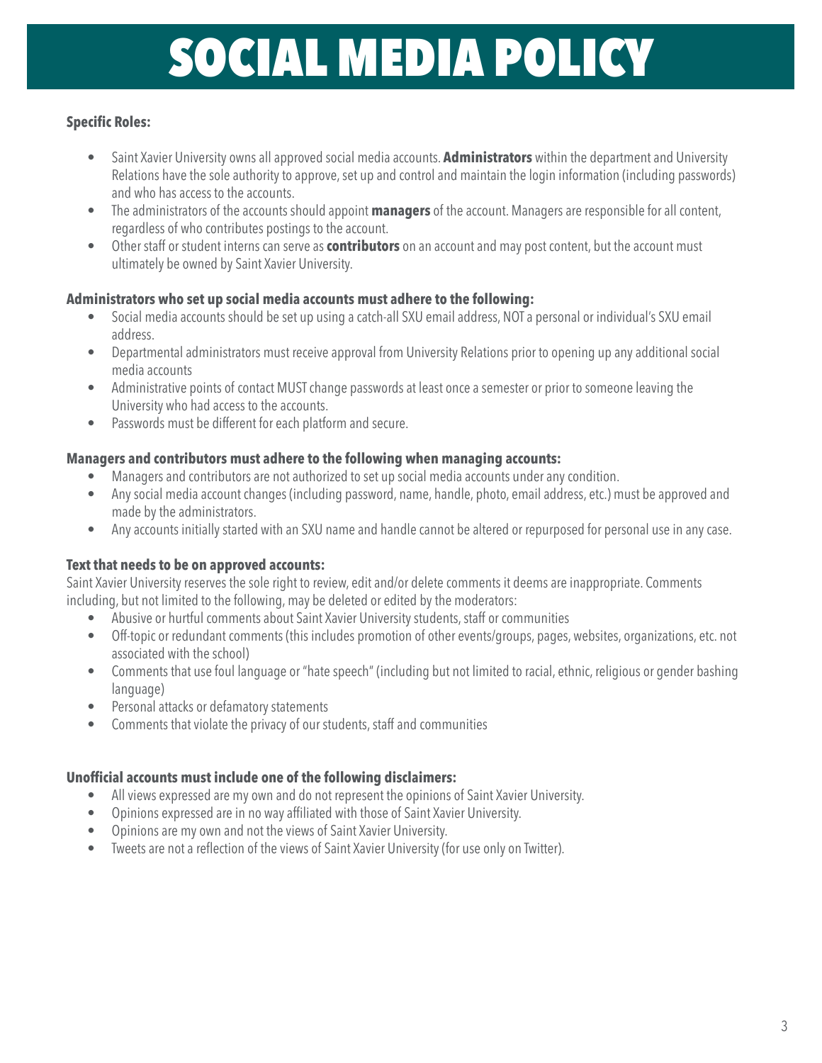# SOCIAL MEDIA POLICY

**Specific Roles:**

- Saint Xavier University owns all approved social media accounts. **Administrators** within the department and University Relations have the sole authority to approve, set up and control and maintain the login information (including passwords) and who has access to the accounts.
- The administrators of the accounts should appoint **managers** of the account. Managers are responsible for all content, regardless of who contributes postings to the account.
- Other staff or student interns can serve as **contributors** on an account and may post content, but the account must ultimately be owned by Saint Xavier University.

**Administrators who set up social media accounts must adhere to the following:**

- Social media accounts should be set up using a catch-all SXU email address, NOT a personal or individual's SXU email address.
- Departmental administrators must receive approval from University Relations prior to opening up any additional social media accounts
- Administrative points of contact MUST change passwords at least once a semester or prior to someone leaving the University who had access to the accounts.
- Passwords must be different for each platform and secure.

**Managers and contributors must adhere to the following when managing accounts:**

- Managers and contributors are not authorized to set up social media accounts under any condition.
- Any social media account changes (including password, name, handle, photo, email address, etc.) must be approved and made by the administrators.
- Any accounts initially started with an SXU name and handle cannot be altered or repurposed for personal use in any case.

**Text that needs to be on approved accounts:**

Saint Xavier University reserves the sole right to review, edit and/or delete comments it deems are inappropriate. Comments including, but not limited to the following, may be deleted or edited by the moderators:

- Abusive or hurtful comments about Saint Xavier University students, staff or communities
- Off-topic or redundant comments (this includes promotion of other events/groups, pages, websites, organizations, etc. not associated with the school)
- Comments that use foul language or "hate speech" (including but not limited to racial, ethnic, religious or gender bashing language)
- Personal attacks or defamatory statements
- Comments that violate the privacy of our students, staff and communities

**Unofficial accounts must include one of the following disclaimers:**

- All views expressed are my own and do not represent the opinions of Saint Xavier University.
- Opinions expressed are in no way affiliated with those of Saint Xavier University.
- Opinions are my own and not the views of Saint Xavier University.
- Tweets are not a reflection of the views of Saint Xavier University (for use only on Twitter).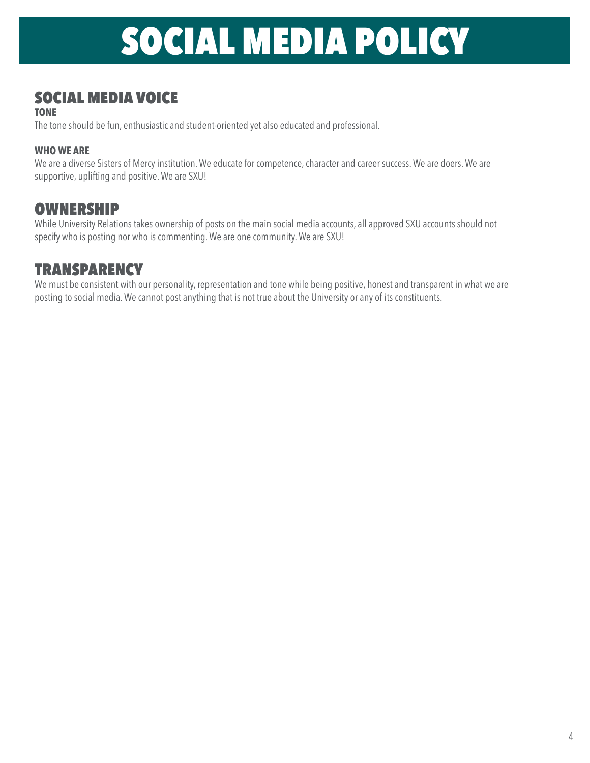# SOCIAL MEDIA POLICY

## SOCIAL MEDIA VOICE

**TONE**

The tone should be fun, enthusiastic and student-oriented yet also educated and professional.

**WHO WE ARE**

We are a diverse Sisters of Mercy institution. We educate for competence, character and career success. We are doers. We are supportive, uplifting and positive. We are SXU!

## OWNERSHIP

While University Relations takes ownership of posts on the main social media accounts, all approved SXU accounts should not specify who is posting nor who is commenting. We are one community. We are SXU!

## TRANSPARENCY

We must be consistent with our personality, representation and tone while being positive, honest and transparent in what we are posting to social media. We cannot post anything that is not true about the University or any of its constituents.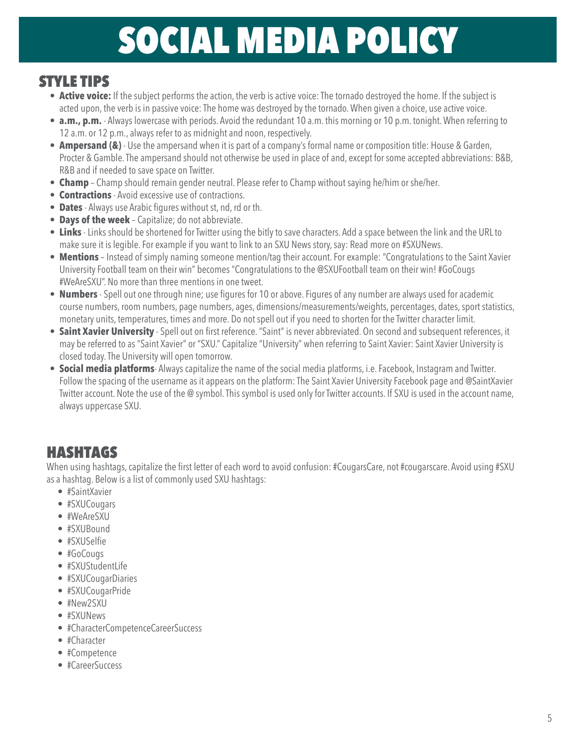# SOCIAL MEDIA POLICY

## STYLE TIPS

- **Active voice:** If the subject performs the action, the verb is active voice: The tornado destroyed the home. If the subject is acted upon, the verb is in passive voice: The home was destroyed by the tornado. When given a choice, use active voice.
- **a.m., p.m.** - Always lowercase with periods. Avoid the redundant 10 a.m. this morning or 10 p.m. tonight. When referring to 12 a.m. or 12 p.m., always refer to as midnight and noon, respectively.
- **Ampersand (&)** - Use the ampersand when it is part of a company's formal name or composition title: House & Garden, Procter & Gamble. The ampersand should not otherwise be used in place of and, except for some accepted abbreviations: B&B, R&B and if needed to save space on Twitter.
- **Champ** – Champ should remain gender neutral. Please refer to Champ without saying he/him or she/her.
- **Contractions** - Avoid excessive use of contractions.
- **Dates** - Always use Arabic figures without st, nd, rd or th.
- **Days of the week** – Capitalize; do not abbreviate.
- **Links** - Links should be shortened for Twitter using the bitly to save characters. Add a space between the link and the URL to make sure it is legible. For example if you want to link to an SXU News story, say: Read more on #SXUNews.
- **Mentions** – Instead of simply naming someone mention/tag their account. For example: "Congratulations to the Saint Xavier University Football team on their win" becomes "Congratulations to the @SXUFootball team on their win! #GoCougs #WeAreSXU". No more than three mentions in one tweet.
- **Numbers** - Spell out one through nine; use figures for 10 or above. Figures of any number are always used for academic course numbers, room numbers, page numbers, ages, dimensions/measurements/weights, percentages, dates, sport statistics, monetary units, temperatures, times and more. Do not spell out if you need to shorten for the Twitter character limit.
- **Saint Xavier University** - Spell out on first reference. "Saint" is never abbreviated. On second and subsequent references, it may be referred to as "Saint Xavier" or "SXU." Capitalize "University" when referring to Saint Xavier: Saint Xavier University is closed today. The University will open tomorrow.
- **Social media platforms**- Always capitalize the name of the social media platforms, i.e. Facebook, Instagram and Twitter. Follow the spacing of the username as it appears on the platform: The Saint Xavier University Facebook page and @SaintXavier Twitter account. Note the use of the @ symbol. This symbol is used only for Twitter accounts. If SXU is used in the account name, always uppercase SXU.

## HASHTAGS

When using hashtags, capitalize the first letter of each word to avoid confusion: #CougarsCare, not #cougarscare. Avoid using #SXU as a hashtag. Below is a list of commonly used SXU hashtags:

- #SaintXavier
- #SXUCougars
- #WeAreSXU
- #SXUBound
- #SXUSelfie
- #GoCougs
- #SXUStudentLife
- #SXUCougarDiaries
- #SXUCougarPride
- #New2SXU
- #SXUNews
- #CharacterCompetenceCareerSuccess
- #Character
- #Competence
- #CareerSuccess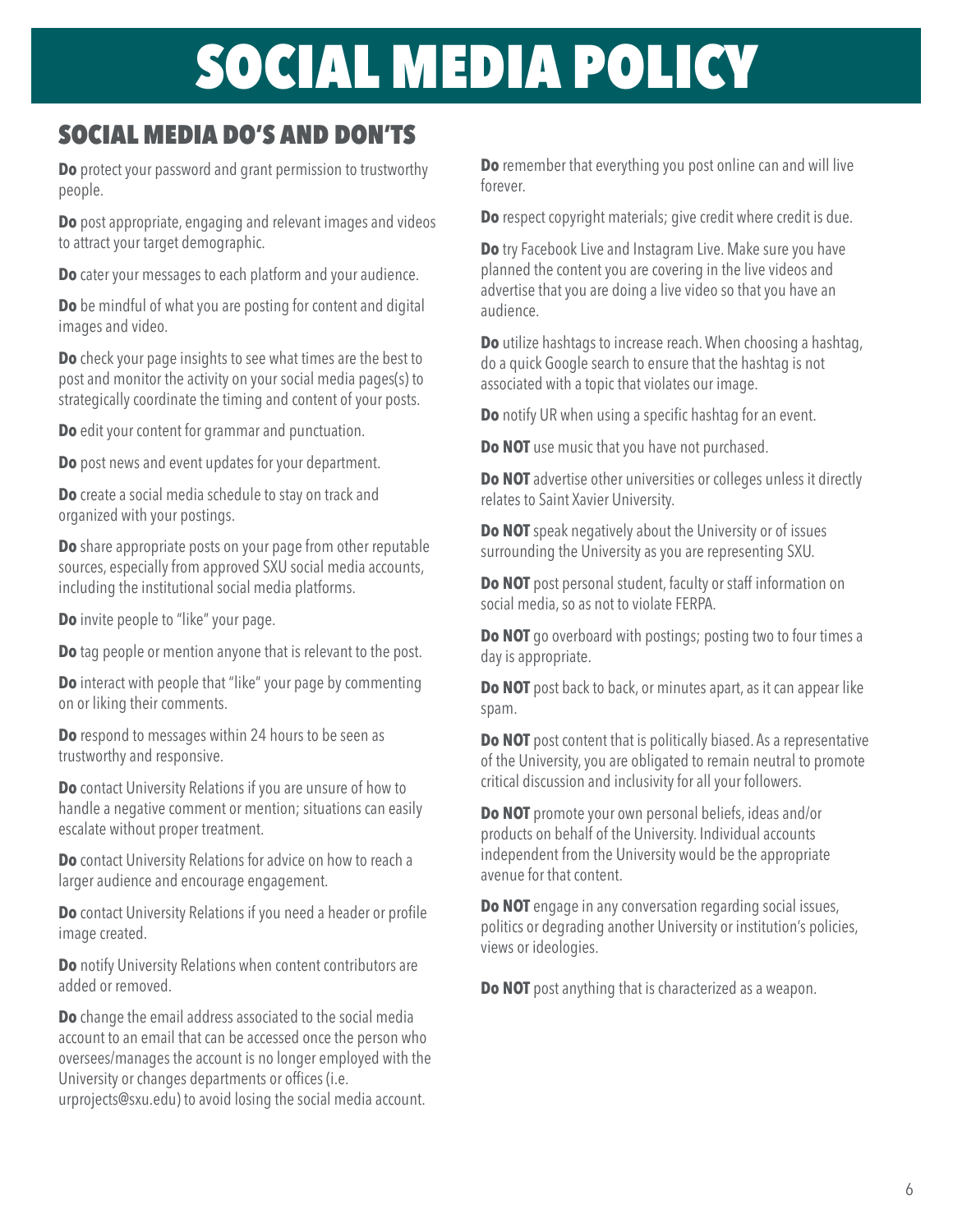# SOCIAL MEDIA POLICY

## SOCIAL MEDIA DO'S AND DON'TS

**Do** protect your password and grant permission to trustworthy people.

**Do** post appropriate, engaging and relevant images and videos to attract your target demographic.

**Do** cater your messages to each platform and your audience.

**Do** be mindful of what you are posting for content and digital images and video.

**Do** check your page insights to see what times are the best to post and monitor the activity on your social media pages(s) to strategically coordinate the timing and content of your posts.

**Do** edit your content for grammar and punctuation.

**Do** post news and event updates for your department.

**Do** create a social media schedule to stay on track and organized with your postings.

**Do** share appropriate posts on your page from other reputable sources, especially from approved SXU social media accounts, including the institutional social media platforms.

**Do** invite people to "like" your page.

**Do** tag people or mention anyone that is relevant to the post.

**Do** interact with people that "like" your page by commenting on or liking their comments.

**Do** respond to messages within 24 hours to be seen as trustworthy and responsive.

**Do** contact University Relations if you are unsure of how to handle a negative comment or mention; situations can easily escalate without proper treatment.

**Do** contact University Relations for advice on how to reach a larger audience and encourage engagement.

**Do** contact University Relations if you need a header or profile image created.

**Do** notify University Relations when content contributors are added or removed.

**Do** change the email address associated to the social media account to an email that can be accessed once the person who oversees/manages the account is no longer employed with the University or changes departments or offices (i.e. urprojects@sxu.edu) to avoid losing the social media account.

**Do** remember that everything you post online can and will live forever.

**Do** respect copyright materials; give credit where credit is due.

**Do** try Facebook Live and Instagram Live. Make sure you have planned the content you are covering in the live videos and advertise that you are doing a live video so that you have an audience.

**Do** utilize hashtags to increase reach. When choosing a hashtag, do a quick Google search to ensure that the hashtag is not associated with a topic that violates our image.

**Do** notify UR when using a specific hashtag for an event.

**Do NOT** use music that you have not purchased.

**Do NOT** advertise other universities or colleges unless it directly relates to Saint Xavier University.

**Do NOT** speak negatively about the University or of issues surrounding the University as you are representing SXU.

**Do NOT** post personal student, faculty or staff information on social media, so as not to violate FERPA.

**Do NOT** go overboard with postings; posting two to four times a day is appropriate.

**Do NOT** post back to back, or minutes apart, as it can appear like spam.

**Do NOT** post content that is politically biased. As a representative of the University, you are obligated to remain neutral to promote critical discussion and inclusivity for all your followers.

**Do NOT** promote your own personal beliefs, ideas and/or products on behalf of the University. Individual accounts independent from the University would be the appropriate avenue for that content.

**Do NOT** engage in any conversation regarding social issues, politics or degrading another University or institution's policies, views or ideologies.

**Do NOT** post anything that is characterized as a weapon.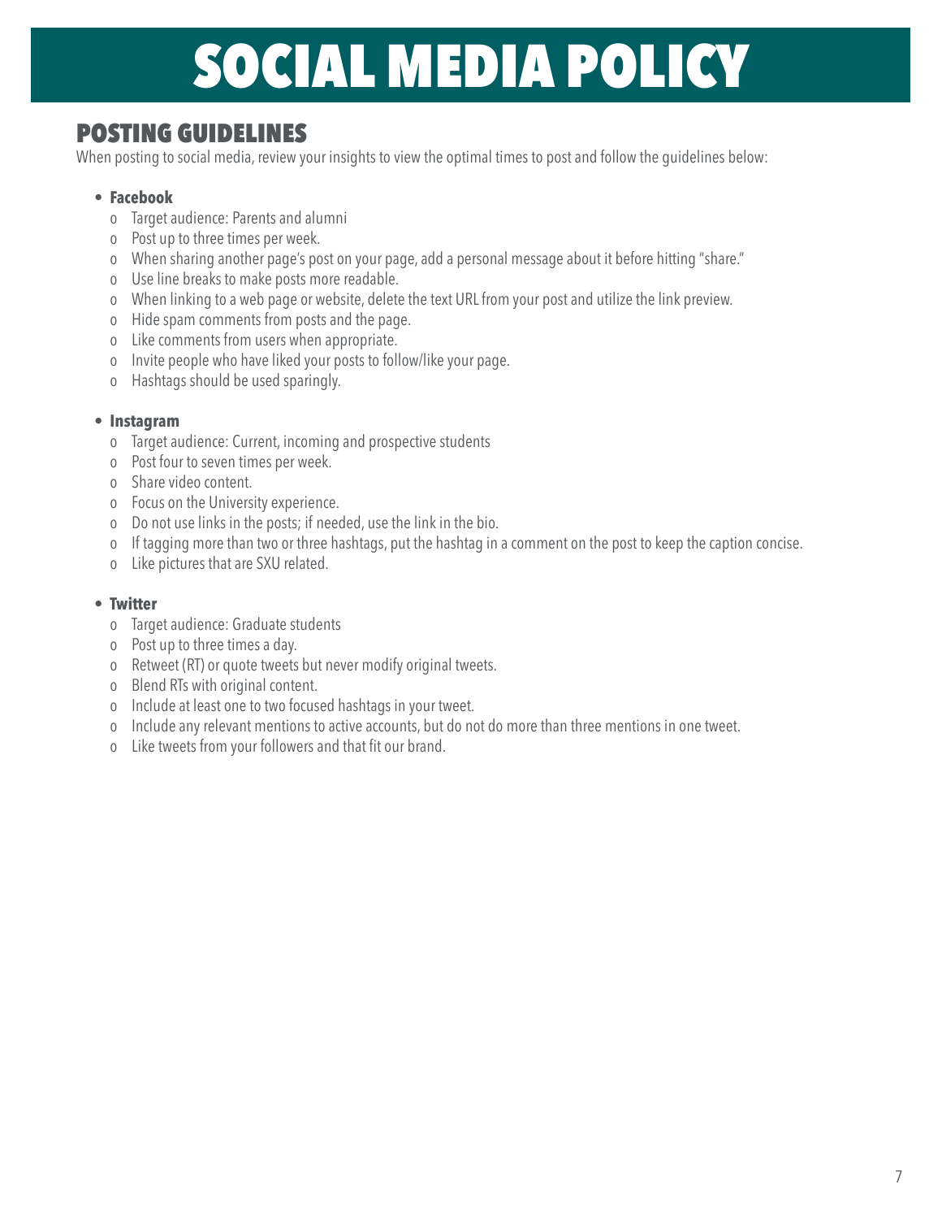# SOCIAL MEDIA POLICY

## POSTING GUIDELINES

When posting to social media, review your insights to view the optimal times to post and follow the guidelines below:

- **Facebook**
  - Target audience: Parents and alumni
  - Post up to three times per week.
  - When sharing another page's post on your page, add a personal message about it before hitting "share."
  - Use line breaks to make posts more readable.
  - When linking to a web page or website, delete the text URL from your post and utilize the link preview.
  - Hide spam comments from posts and the page.
  - Like comments from users when appropriate.
  - Invite people who have liked your posts to follow/like your page.
  - Hashtags should be used sparingly.

- **Instagram**
  - Target audience: Current, incoming and prospective students
  - Post four to seven times per week.
  - Share video content.
  - Focus on the University experience.
  - Do not use links in the posts; if needed, use the link in the bio.
  - If tagging more than two or three hashtags, put the hashtag in a comment on the post to keep the caption concise.
  - Like pictures that are SXU related.

- **Twitter**
  - Target audience: Graduate students
  - Post up to three times a day.
  - Retweet (RT) or quote tweets but never modify original tweets.
  - Blend RTs with original content.
  - Include at least one to two focused hashtags in your tweet.
  - Include any relevant mentions to active accounts, but do not do more than three mentions in one tweet.
  - Like tweets from your followers and that fit our brand.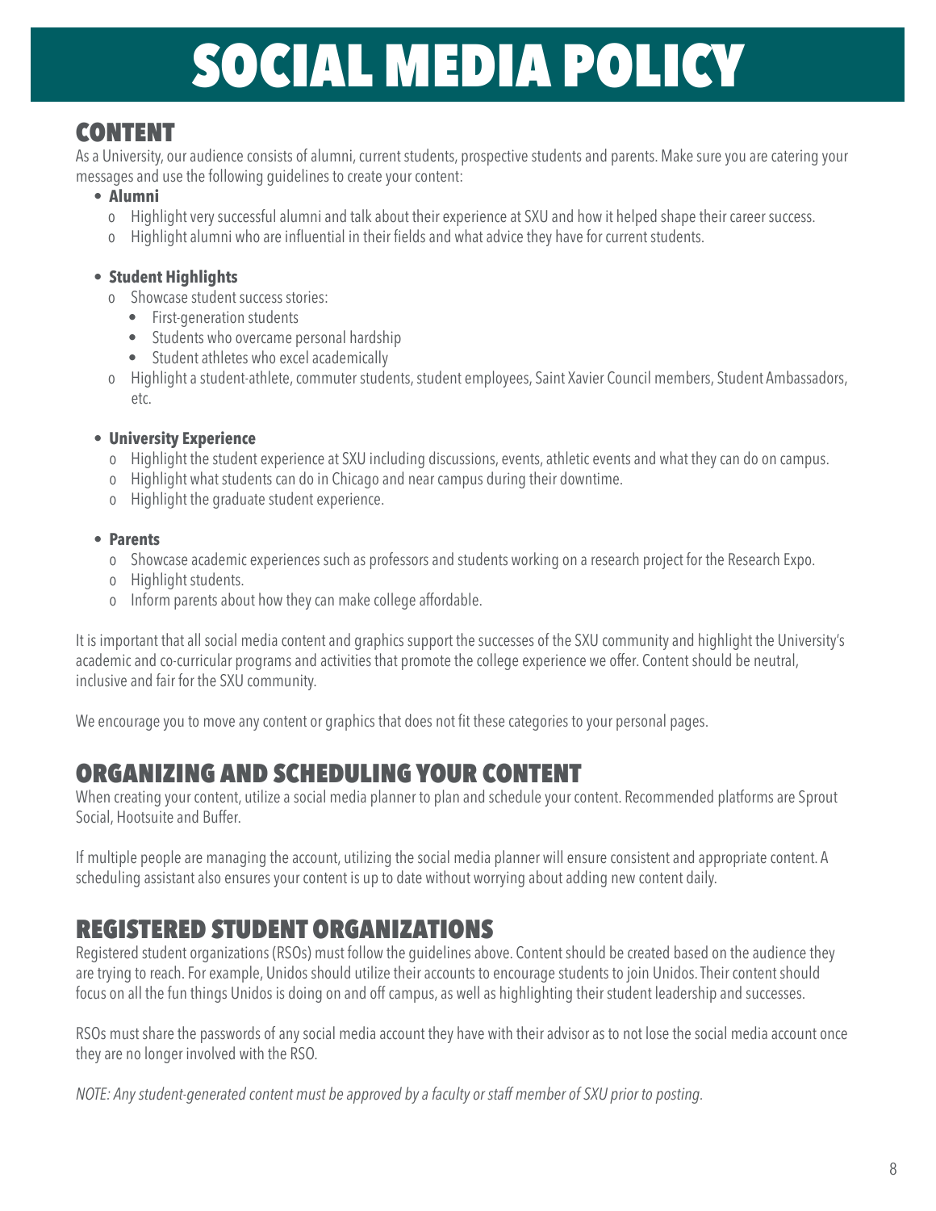# SOCIAL MEDIA POLICY

## CONTENT

As a University, our audience consists of alumni, current students, prospective students and parents. Make sure you are catering your messages and use the following guidelines to create your content:

- **Alumni**
  - Highlight very successful alumni and talk about their experience at SXU and how it helped shape their career success.
  - Highlight alumni who are influential in their fields and what advice they have for current students.

- **Student Highlights**
  - Showcase student success stories:
    - First-generation students
    - Students who overcame personal hardship
    - Student athletes who excel academically
  - Highlight a student-athlete, commuter students, student employees, Saint Xavier Council members, Student Ambassadors, etc.

- **University Experience**
  - Highlight the student experience at SXU including discussions, events, athletic events and what they can do on campus.
  - Highlight what students can do in Chicago and near campus during their downtime.
  - Highlight the graduate student experience.

- **Parents**
  - Showcase academic experiences such as professors and students working on a research project for the Research Expo.
  - Highlight students.
  - Inform parents about how they can make college affordable.

It is important that all social media content and graphics support the successes of the SXU community and highlight the University's academic and co-curricular programs and activities that promote the college experience we offer. Content should be neutral, inclusive and fair for the SXU community.

We encourage you to move any content or graphics that does not fit these categories to your personal pages.

## ORGANIZING AND SCHEDULING YOUR CONTENT

When creating your content, utilize a social media planner to plan and schedule your content. Recommended platforms are Sprout Social, Hootsuite and Buffer.

If multiple people are managing the account, utilizing the social media planner will ensure consistent and appropriate content. A scheduling assistant also ensures your content is up to date without worrying about adding new content daily.

## REGISTERED STUDENT ORGANIZATIONS

Registered student organizations (RSOs) must follow the guidelines above. Content should be created based on the audience they are trying to reach. For example, Unidos should utilize their accounts to encourage students to join Unidos. Their content should focus on all the fun things Unidos is doing on and off campus, as well as highlighting their student leadership and successes.

RSOs must share the passwords of any social media account they have with their advisor as to not lose the social media account once they are no longer involved with the RSO.

*NOTE: Any student-generated content must be approved by a faculty or staff member of SXU prior to posting.*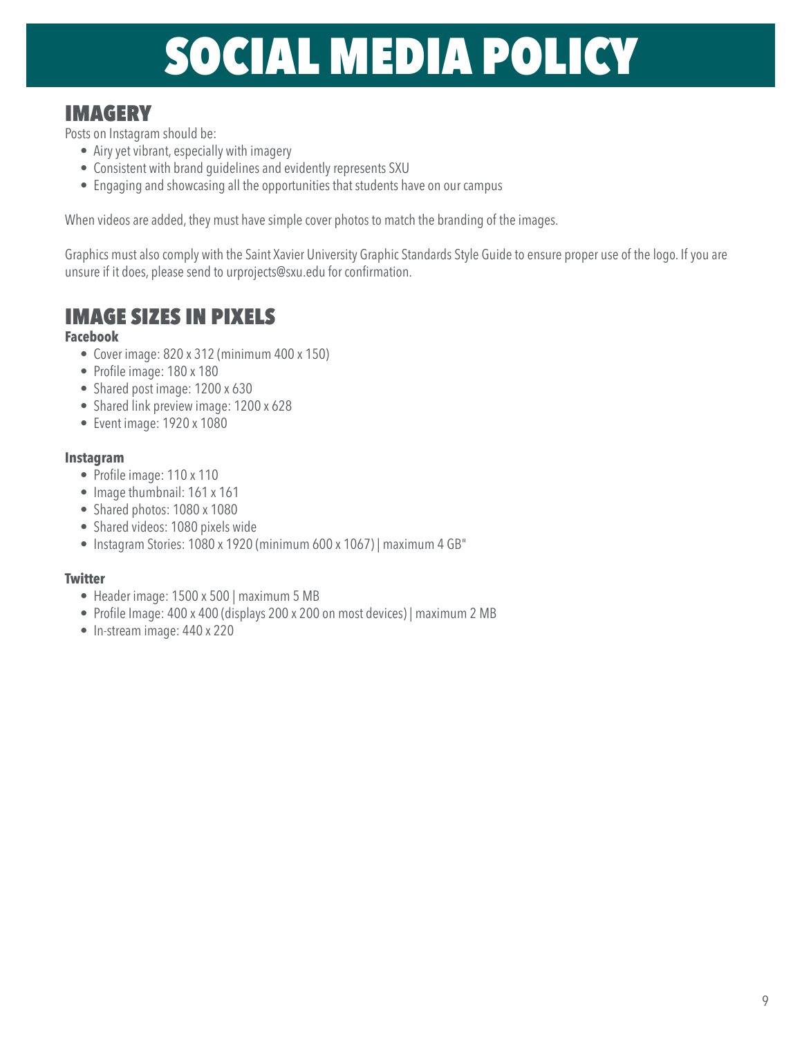# SOCIAL MEDIA POLICY

## IMAGERY

Posts on Instagram should be:

- Airy yet vibrant, especially with imagery
- Consistent with brand guidelines and evidently represents SXU
- Engaging and showcasing all the opportunities that students have on our campus

When videos are added, they must have simple cover photos to match the branding of the images.

Graphics must also comply with the Saint Xavier University Graphic Standards Style Guide to ensure proper use of the logo. If you are unsure if it does, please send to urprojects@sxu.edu for confirmation.

## IMAGE SIZES IN PIXELS

**Facebook**

- Cover image: 820 x 312 (minimum 400 x 150)
- Profile image: 180 x 180
- Shared post image: 1200 x 630
- Shared link preview image: 1200 x 628
- Event image: 1920 x 1080

**Instagram**

- Profile image: 110 x 110
- Image thumbnail: 161 x 161
- Shared photos: 1080 x 1080
- Shared videos: 1080 pixels wide
- Instagram Stories: 1080 x 1920 (minimum 600 x 1067) | maximum 4 GB"

**Twitter**

- Header image: 1500 x 500 | maximum 5 MB
- Profile Image: 400 x 400 (displays 200 x 200 on most devices) | maximum 2 MB
- In-stream image: 440 x 220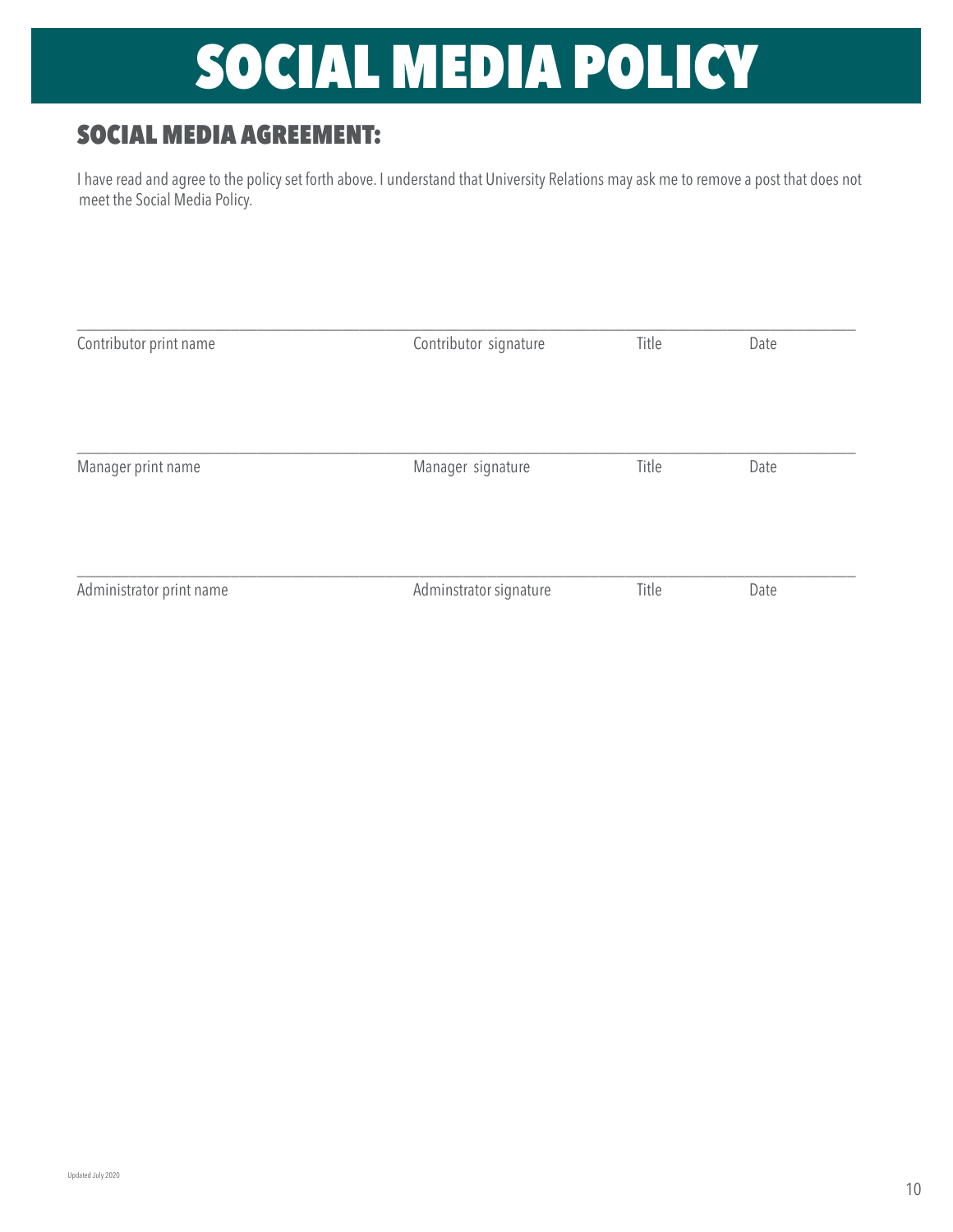# SOCIAL MEDIA POLICY

## SOCIAL MEDIA AGREEMENT:

I have read and agree to the policy set forth above. I understand that University Relations may ask me to remove a post that does not meet the Social Media Policy.

_______________________________________________________________________________________________

Contributor print name    Contributor signature    Title    Date

_______________________________________________________________________________________________

Manager print name    Manager signature    Title    Date

_______________________________________________________________________________________________

Administrator print name    Adminstrator signature    Title    Date

Updated July 2020